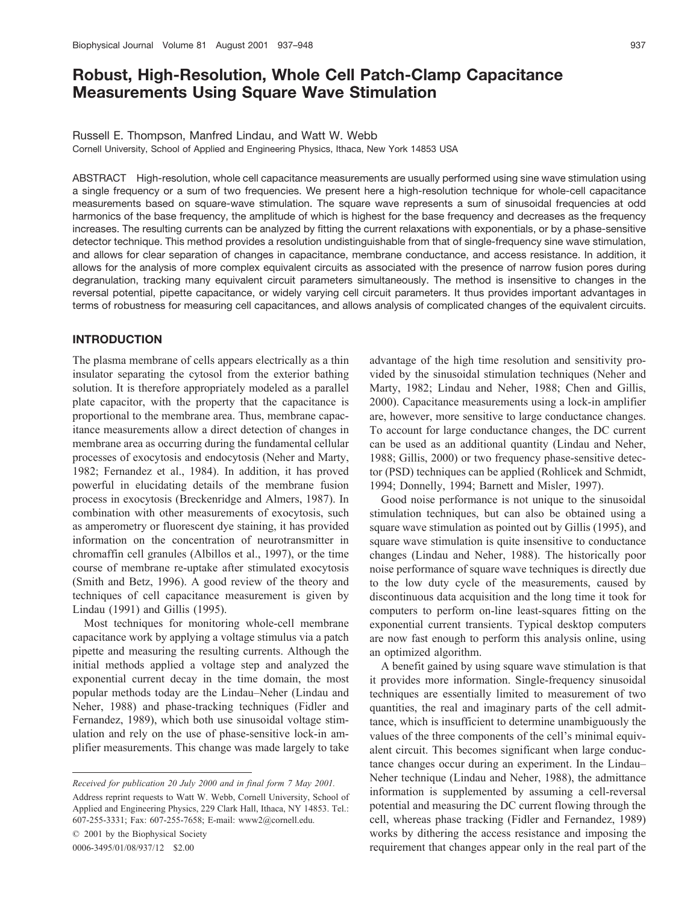# Robust, High-Resolution, Whole Cell Patch-Clamp Capacitance Measurements Using Square Wave Stimulation

Russell E. Thompson, Manfred Lindau, and Watt W. Webb

Cornell University, School of Applied and Engineering Physics, Ithaca, New York 14853 USA

ABSTRACT High-resolution, whole cell capacitance measurements are usually performed using sine wave stimulation using a single frequency or a sum of two frequencies. We present here a high-resolution technique for whole-cell capacitance measurements based on square-wave stimulation. The square wave represents a sum of sinusoidal frequencies at odd harmonics of the base frequency, the amplitude of which is highest for the base frequency and decreases as the frequency increases. The resulting currents can be analyzed by fitting the current relaxations with exponentials, or by a phase-sensitive detector technique. This method provides a resolution undistinguishable from that of single-frequency sine wave stimulation, and allows for clear separation of changes in capacitance, membrane conductance, and access resistance. In addition, it allows for the analysis of more complex equivalent circuits as associated with the presence of narrow fusion pores during degranulation, tracking many equivalent circuit parameters simultaneously. The method is insensitive to changes in the reversal potential, pipette capacitance, or widely varying cell circuit parameters. It thus provides important advantages in terms of robustness for measuring cell capacitances, and allows analysis of complicated changes of the equivalent circuits.

## INTRODUCTION

The plasma membrane of cells appears electrically as a thin insulator separating the cytosol from the exterior bathing solution. It is therefore appropriately modeled as a parallel plate capacitor, with the property that the capacitance is proportional to the membrane area. Thus, membrane capacitance measurements allow a direct detection of changes in membrane area as occurring during the fundamental cellular processes of exocytosis and endocytosis (Neher and Marty, 1982; Fernandez et al., 1984). In addition, it has proved powerful in elucidating details of the membrane fusion process in exocytosis (Breckenridge and Almers, 1987). In combination with other measurements of exocytosis, such as amperometry or fluorescent dye staining, it has provided information on the concentration of neurotransmitter in chromaffin cell granules (Albillos et al., 1997), or the time course of membrane re-uptake after stimulated exocytosis (Smith and Betz, 1996). A good review of the theory and techniques of cell capacitance measurement is given by Lindau (1991) and Gillis (1995).

Most techniques for monitoring whole-cell membrane capacitance work by applying a voltage stimulus via a patch pipette and measuring the resulting currents. Although the initial methods applied a voltage step and analyzed the exponential current decay in the time domain, the most popular methods today are the Lindau–Neher (Lindau and Neher, 1988) and phase-tracking techniques (Fidler and Fernandez, 1989), which both use sinusoidal voltage stimulation and rely on the use of phase-sensitive lock-in amplifier measurements. This change was made largely to take advantage of the high time resolution and sensitivity provided by the sinusoidal stimulation techniques (Neher and Marty, 1982; Lindau and Neher, 1988; Chen and Gillis, 2000). Capacitance measurements using a lock-in amplifier are, however, more sensitive to large conductance changes. To account for large conductance changes, the DC current can be used as an additional quantity (Lindau and Neher, 1988; Gillis, 2000) or two frequency phase-sensitive detector (PSD) techniques can be applied (Rohlicek and Schmidt, 1994; Donnelly, 1994; Barnett and Misler, 1997).

Good noise performance is not unique to the sinusoidal stimulation techniques, but can also be obtained using a square wave stimulation as pointed out by Gillis (1995), and square wave stimulation is quite insensitive to conductance changes (Lindau and Neher, 1988). The historically poor noise performance of square wave techniques is directly due to the low duty cycle of the measurements, caused by discontinuous data acquisition and the long time it took for computers to perform on-line least-squares fitting on the exponential current transients. Typical desktop computers are now fast enough to perform this analysis online, using an optimized algorithm.

A benefit gained by using square wave stimulation is that it provides more information. Single-frequency sinusoidal techniques are essentially limited to measurement of two quantities, the real and imaginary parts of the cell admittance, which is insufficient to determine unambiguously the values of the three components of the cell's minimal equivalent circuit. This becomes significant when large conductance changes occur during an experiment. In the Lindau–Neher technique (Lindau and Neher, 1988), the admittance information is supplemented by assuming a cell-reversal potential and measuring the DC current flowing through the cell, whereas phase tracking (Fidler and Fernandez, 1989) works by dithering the access resistance and imposing the requirement that changes appear only in the real part of the

*Received for publication 20 July 2000 and in final form 7 May 2001.*

Address reprint requests to Watt W. Webb, Cornell University, School of Applied and Engineering Physics, 229 Clark Hall, Ithaca, NY 14853. Tel.: 607-255-3331; Fax: 607-255-7658; E-mail: www2@cornell.edu.

© 2001 by the Biophysical Society

0006-3495/01/08/937/12 $2.00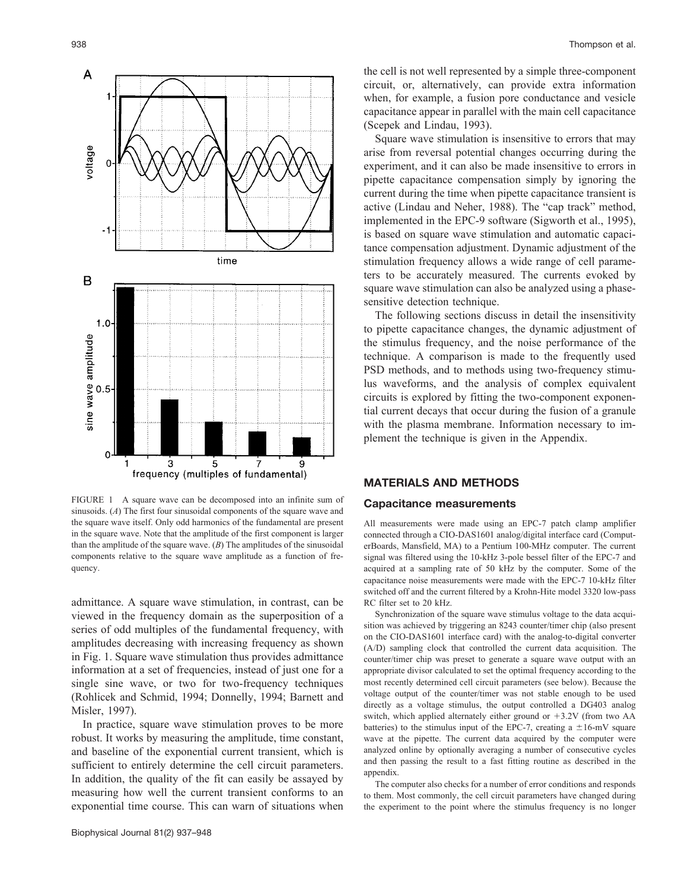FIGURE 1 A square wave can be decomposed into an infinite sum of sinusoids. (*A*) The first four sinusoidal components of the square wave and the square wave itself. Only odd harmonics of the fundamental are present in the square wave. Note that the amplitude of the first component is larger than the amplitude of the square wave. (*B*) The amplitudes of the sinusoidal components relative to the square wave amplitude as a function of frequency.

admittance. A square wave stimulation, in contrast, can be viewed in the frequency domain as the superposition of a series of odd multiples of the fundamental frequency, with amplitudes decreasing with increasing frequency as shown in Fig. 1. Square wave stimulation thus provides admittance information at a set of frequencies, instead of just one for a single sine wave, or two for two-frequency techniques (Rohlicek and Schmid, 1994; Donnelly, 1994; Barnett and Misler, 1997).

In practice, square wave stimulation proves to be more robust. It works by measuring the amplitude, time constant, and baseline of the exponential current transient, which is sufficient to entirely determine the cell circuit parameters. In addition, the quality of the fit can easily be assayed by measuring how well the current transient conforms to an exponential time course. This can warn of situations when the cell is not well represented by a simple three-component circuit, or, alternatively, can provide extra information when, for example, a fusion pore conductance and vesicle capacitance appear in parallel with the main cell capacitance (Scepek and Lindau, 1993).

Square wave stimulation is insensitive to errors that may arise from reversal potential changes occurring during the experiment, and it can also be made insensitive to errors in pipette capacitance compensation simply by ignoring the current during the time when pipette capacitance transient is active (Lindau and Neher, 1988). The "cap track" method, implemented in the EPC-9 software (Sigworth et al., 1995), is based on square wave stimulation and automatic capacitance compensation adjustment. Dynamic adjustment of the stimulation frequency allows a wide range of cell parameters to be accurately measured. The currents evoked by square wave stimulation can also be analyzed using a phase-sensitive detection technique.

The following sections discuss in detail the insensitivity to pipette capacitance changes, the dynamic adjustment of the stimulus frequency, and the noise performance of the technique. A comparison is made to the frequently used PSD methods, and to methods using two-frequency stimulus waveforms, and the analysis of complex equivalent circuits is explored by fitting the two-component exponential current decays that occur during the fusion of a granule with the plasma membrane. Information necessary to implement the technique is given in the Appendix.

## MATERIALS AND METHODS

### Capacitance measurements

All measurements were made using an EPC-7 patch clamp amplifier connected through a CIO-DAS1601 analog/digital interface card (ComputerBoards, Mansfield, MA) to a Pentium 100-MHz computer. The current signal was filtered using the 10-kHz 3-pole bessel filter of the EPC-7 and acquired at a sampling rate of 50 kHz by the computer. Some of the capacitance noise measurements were made with the EPC-7 10-kHz filter switched off and the current filtered by a Krohn-Hite model 3320 low-pass RC filter set to 20 kHz.

Synchronization of the square wave stimulus voltage to the data acquisition was achieved by triggering an 8243 counter/timer chip (also present on the CIO-DAS1601 interface card) with the analog-to-digital converter (A/D) sampling clock that controlled the current data acquisition. The counter/timer chip was preset to generate a square wave output with an appropriate divisor calculated to set the optimal frequency according to the most recently determined cell circuit parameters (see below). Because the voltage output of the counter/timer was not stable enough to be used directly as a voltage stimulus, the output controlled a DG403 analog switch, which applied alternately either ground or +3.2V (from two AA batteries) to the stimulus input of the EPC-7, creating a ±16-mV square wave at the pipette. The current data acquired by the computer were analyzed online by optionally averaging a number of consecutive cycles and then passing the result to a fast fitting routine as described in the appendix.

The computer also checks for a number of error conditions and responds to them. Most commonly, the cell circuit parameters have changed during the experiment to the point where the stimulus frequency is no longer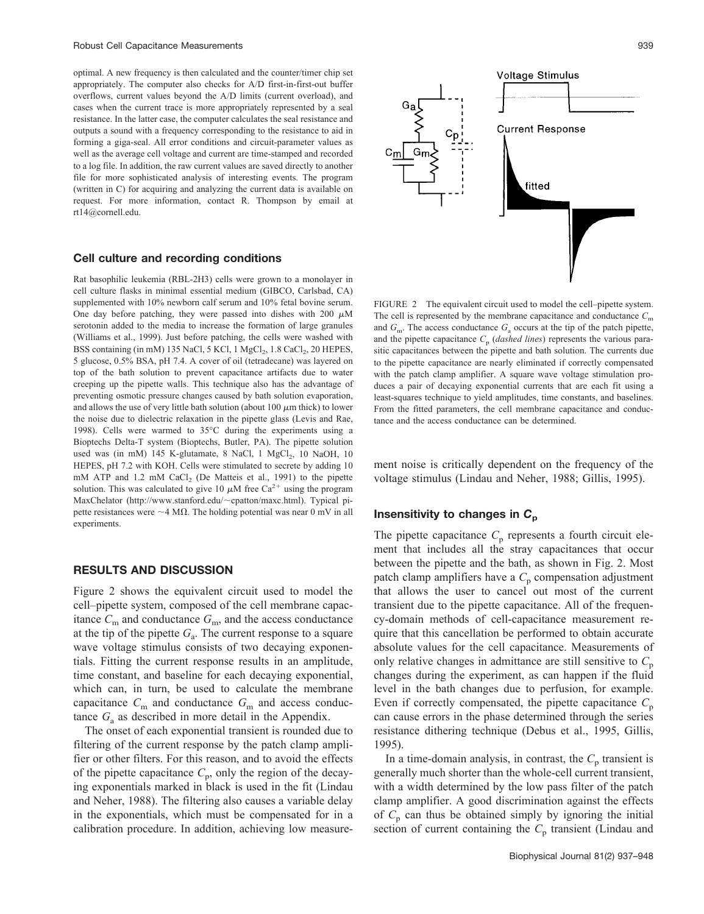optimal. A new frequency is then calculated and the counter/timer chip set appropriately. The computer also checks for A/D first-in-first-out buffer overflows, current values beyond the A/D limits (current overload), and cases when the current trace is more appropriately represented by a seal resistance. In the latter case, the computer calculates the seal resistance and outputs a sound with a frequency corresponding to the resistance to aid in forming a giga-seal. All error conditions and circuit-parameter values as well as the average cell voltage and current are time-stamped and recorded to a log file. In addition, the raw current values are saved directly to another file for more sophisticated analysis of interesting events. The program (written in C) for acquiring and analyzing the current data is available on request. For more information, contact R. Thompson by email at rt14@cornell.edu.

### Cell culture and recording conditions

Rat basophilic leukemia (RBL-2H3) cells were grown to a monolayer in cell culture flasks in minimal essential medium (GIBCO, Carlsbad, CA) supplemented with 10% newborn calf serum and 10% fetal bovine serum. One day before patching, they were passed into dishes with 200 $\mu$M serotonin added to the media to increase the formation of large granules (Williams et al., 1999). Just before patching, the cells were washed with BSS containing (in mM) 135 NaCl, 5 KCl, 1 $MgCl_2$, 1.8 $CaCl_2$, 20 HEPES, 5 glucose, 0.5% BSA, pH 7.4. A cover of oil (tetradecane) was layered on top of the bath solution to prevent capacitance artifacts due to water creeping up the pipette walls. This technique also has the advantage of preventing osmotic pressure changes caused by bath solution evaporation, and allows the use of very little bath solution (about 100 $\mu$m thick) to lower the noise due to dielectric relaxation in the pipette glass (Levis and Rae, 1998). Cells were warmed to 35°C during the experiments using a Bioptechs Delta-T system (Bioptechs, Butler, PA). The pipette solution used was (in mM) 145 K-glutamate, 8 NaCl, 1 $MgCl_2$, 10 NaOH, 10 HEPES, pH 7.2 with KOH. Cells were stimulated to secrete by adding 10 mM ATP and 1.2 mM $CaCl_2$ (De Matteis et al., 1991) to the pipette solution. This was calculated to give 10 $\mu$M free $Ca^{2+}$ using the program MaxChelator (http://www.stanford.edu/~cpatton/maxc.html). Typical pipette resistances were ~4 M$\Omega$. The holding potential was near 0 mV in all experiments.

## RESULTS AND DISCUSSION

Figure 2 shows the equivalent circuit used to model the cell–pipette system, composed of the cell membrane capacitance $C_m$ and conductance $G_m$, and the access conductance at the tip of the pipette $G_a$. The current response to a square wave voltage stimulus consists of two decaying exponentials. Fitting the current response results in an amplitude, time constant, and baseline for each decaying exponential, which can, in turn, be used to calculate the membrane capacitance $C_m$ and conductance $G_m$ and access conductance $G_a$ as described in more detail in the Appendix.

The onset of each exponential transient is rounded due to filtering of the current response by the patch clamp amplifier or other filters. For this reason, and to avoid the effects of the pipette capacitance $C_p$, only the region of the decaying exponentials marked in black is used in the fit (Lindau and Neher, 1988). The filtering also causes a variable delay in the exponentials, which must be compensated for in a calibration procedure. In addition, achieving low measurement noise is critically dependent on the frequency of the voltage stimulus (Lindau and Neher, 1988; Gillis, 1995).

FIGURE 2 The equivalent circuit used to model the cell–pipette system. The cell is represented by the membrane capacitance and conductance $C_m$ and $G_m$. The access conductance $G_a$ occurs at the tip of the patch pipette, and the pipette capacitance $C_p$ (*dashed lines*) represents the various parasitic capacitances between the pipette and bath solution. The currents due to the pipette capacitance are nearly eliminated if correctly compensated with the patch clamp amplifier. A square wave voltage stimulation produces a pair of decaying exponential currents that are each fit using a least-squares technique to yield amplitudes, time constants, and baselines. From the fitted parameters, the cell membrane capacitance and conductance and the access conductance can be determined.

### Insensitivity to changes in $C_p$

The pipette capacitance $C_p$ represents a fourth circuit element that includes all the stray capacitances that occur between the pipette and the bath, as shown in Fig. 2. Most patch clamp amplifiers have a $C_p$ compensation adjustment that allows the user to cancel out most of the current transient due to the pipette capacitance. All of the frequency-domain methods of cell-capacitance measurement require that this cancellation be performed to obtain accurate absolute values for the cell capacitance. Measurements of only relative changes in admittance are still sensitive to $C_p$ changes during the experiment, as can happen if the fluid level in the bath changes due to perfusion, for example. Even if correctly compensated, the pipette capacitance $C_p$ can cause errors in the phase determined through the series resistance dithering technique (Debus et al., 1995, Gillis, 1995).

In a time-domain analysis, in contrast, the $C_p$ transient is generally much shorter than the whole-cell current transient, with a width determined by the low pass filter of the patch clamp amplifier. A good discrimination against the effects of $C_p$ can thus be obtained simply by ignoring the initial section of current containing the $C_p$ transient (Lindau and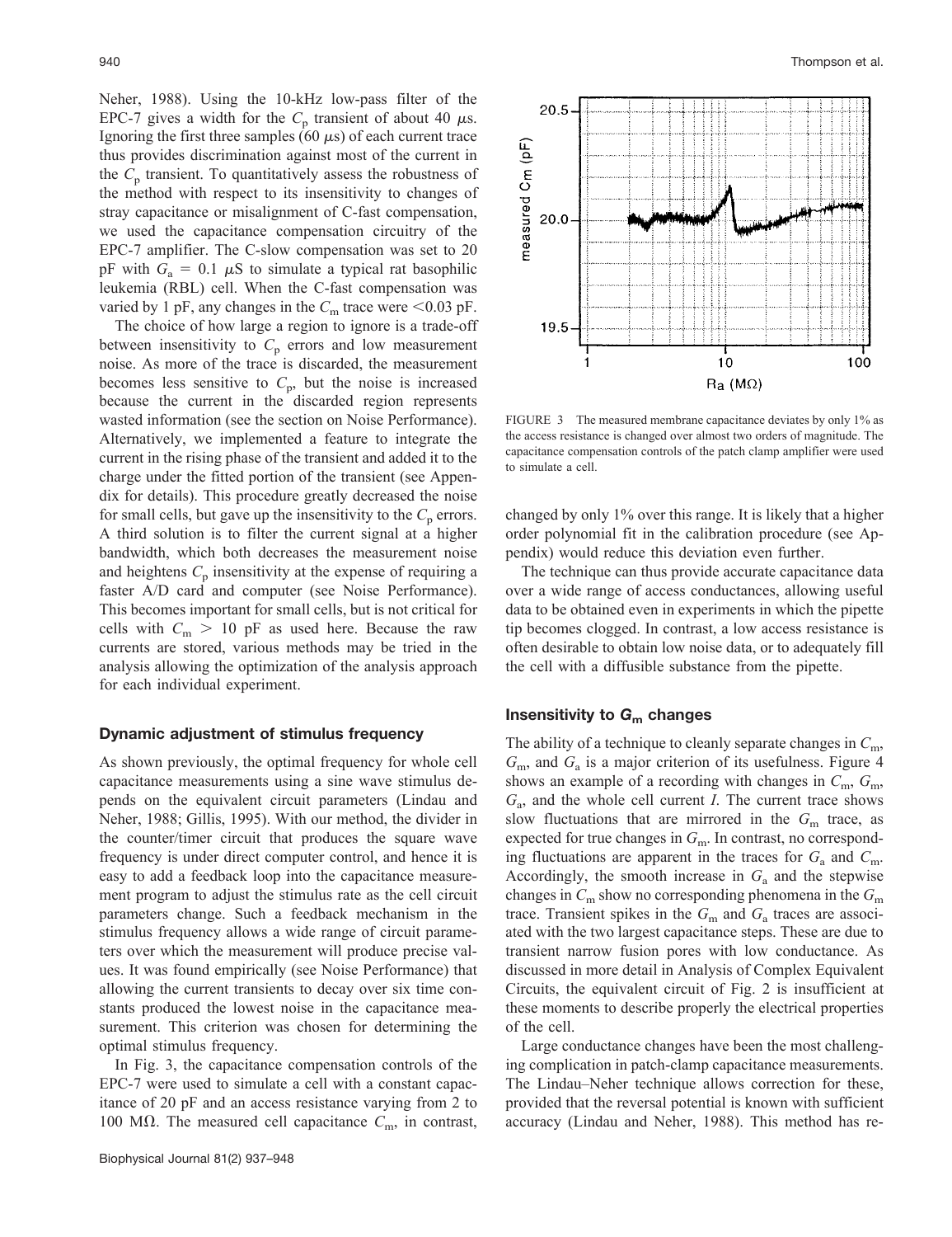Neher, 1988). Using the 10-kHz low-pass filter of the EPC-7 gives a width for the $C_p$ transient of about 40 $\mu$s. Ignoring the first three samples (60 $\mu$s) of each current trace thus provides discrimination against most of the current in the $C_p$ transient. To quantitatively assess the robustness of the method with respect to its insensitivity to changes of stray capacitance or misalignment of C-fast compensation, we used the capacitance compensation circuitry of the EPC-7 amplifier. The C-slow compensation was set to 20 pF with $G_a$ = 0.1 $\mu$S to simulate a typical rat basophilic leukemia (RBL) cell. When the C-fast compensation was varied by 1 pF, any changes in the $C_m$ trace were <0.03 pF.

The choice of how large a region to ignore is a trade-off between insensitivity to $C_p$ errors and low measurement noise. As more of the trace is discarded, the measurement becomes less sensitive to $C_p$, but the noise is increased because the current in the discarded region represents wasted information (see the section on Noise Performance). Alternatively, we implemented a feature to integrate the current in the rising phase of the transient and added it to the charge under the fitted portion of the transient (see Appendix for details). This procedure greatly decreased the noise for small cells, but gave up the insensitivity to the $C_p$ errors. A third solution is to filter the current signal at a higher bandwidth, which both decreases the measurement noise and heightens $C_p$ insensitivity at the expense of requiring a faster A/D card and computer (see Noise Performance). This becomes important for small cells, but is not critical for cells with $C_m$ > 10 pF as used here. Because the raw currents are stored, various methods may be tried in the analysis allowing the optimization of the analysis approach for each individual experiment.

### Dynamic adjustment of stimulus frequency

As shown previously, the optimal frequency for whole cell capacitance measurements using a sine wave stimulus depends on the equivalent circuit parameters (Lindau and Neher, 1988; Gillis, 1995). With our method, the divider in the counter/timer circuit that produces the square wave frequency is under direct computer control, and hence it is easy to add a feedback loop into the capacitance measurement program to adjust the stimulus rate as the cell circuit parameters change. Such a feedback mechanism in the stimulus frequency allows a wide range of circuit parameters over which the measurement will produce precise values. It was found empirically (see Noise Performance) that allowing the current transients to decay over six time constants produced the lowest noise in the capacitance measurement. This criterion was chosen for determining the optimal stimulus frequency.

In Fig. 3, the capacitance compensation controls of the EPC-7 were used to simulate a cell with a constant capacitance of 20 pF and an access resistance varying from 2 to 100 M$\Omega$. The measured cell capacitance $C_m$, in contrast, changed by only 1% over this range. It is likely that a higher order polynomial fit in the calibration procedure (see Appendix) would reduce this deviation even further.

FIGURE 3 The measured membrane capacitance deviates by only 1% as the access resistance is changed over almost two orders of magnitude. The capacitance compensation controls of the patch clamp amplifier were used to simulate a cell.

The technique can thus provide accurate capacitance data over a wide range of access conductances, allowing useful data to be obtained even in experiments in which the pipette tip becomes clogged. In contrast, a low access resistance is often desirable to obtain low noise data, or to adequately fill the cell with a diffusible substance from the pipette.

### Insensitivity to $G_m$ changes

The ability of a technique to cleanly separate changes in $C_m$, $G_m$, and $G_a$ is a major criterion of its usefulness. Figure 4 shows an example of a recording with changes in $C_m$, $G_m$, $G_a$, and the whole cell current $I$. The current trace shows slow fluctuations that are mirrored in the $G_m$ trace, as expected for true changes in $G_m$. In contrast, no corresponding fluctuations are apparent in the traces for $G_a$ and $C_m$. Accordingly, the smooth increase in $G_a$ and the stepwise changes in $C_m$ show no corresponding phenomena in the $G_m$ trace. Transient spikes in the $G_m$ and $G_a$ traces are associated with the two largest capacitance steps. These are due to transient narrow fusion pores with low conductance. As discussed in more detail in Analysis of Complex Equivalent Circuits, the equivalent circuit of Fig. 2 is insufficient at these moments to describe properly the electrical properties of the cell.

Large conductance changes have been the most challenging complication in patch-clamp capacitance measurements. The Lindau–Neher technique allows correction for these, provided that the reversal potential is known with sufficient accuracy (Lindau and Neher, 1988). This method has re-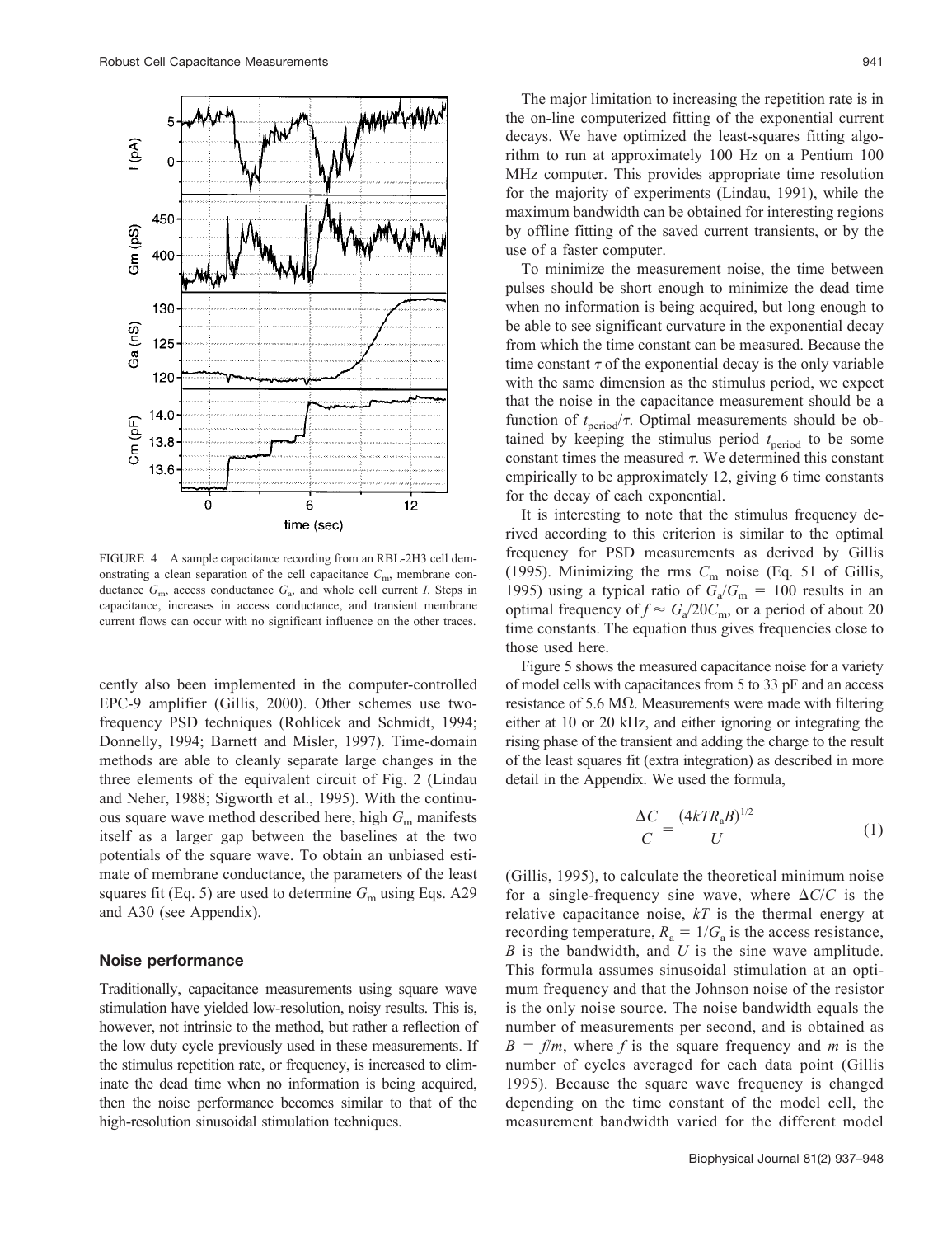FIGURE 4 A sample capacitance recording from an RBL-2H3 cell demonstrating a clean separation of the cell capacitance $C_m$, membrane conductance $G_m$, access conductance $G_a$, and whole cell current $I$. Steps in capacitance, increases in access conductance, and transient membrane current flows can occur with no significant influence on the other traces.

cently also been implemented in the computer-controlled EPC-9 amplifier (Gillis, 2000). Other schemes use two-frequency PSD techniques (Rohlicek and Schmidt, 1994; Donnelly, 1994; Barnett and Misler, 1997). Time-domain methods are able to cleanly separate large changes in the three elements of the equivalent circuit of Fig. 2 (Lindau and Neher, 1988; Sigworth et al., 1995). With the continuous square wave method described here, high $G_m$ manifests itself as a larger gap between the baselines at the two potentials of the square wave. To obtain an unbiased estimate of membrane conductance, the parameters of the least squares fit (Eq. 5) are used to determine $G_m$ using Eqs. A29 and A30 (see Appendix).

### Noise performance

Traditionally, capacitance measurements using square wave stimulation have yielded low-resolution, noisy results. This is, however, not intrinsic to the method, but rather a reflection of the low duty cycle previously used in these measurements. If the stimulus repetition rate, or frequency, is increased to eliminate the dead time when no information is being acquired, then the noise performance becomes similar to that of the high-resolution sinusoidal stimulation techniques.

The major limitation to increasing the repetition rate is in the on-line computerized fitting of the exponential current decays. We have optimized the least-squares fitting algorithm to run at approximately 100 Hz on a Pentium 100 MHz computer. This provides appropriate time resolution for the majority of experiments (Lindau, 1991), while the maximum bandwidth can be obtained for interesting regions by offline fitting of the saved current transients, or by the use of a faster computer.

To minimize the measurement noise, the time between pulses should be short enough to minimize the dead time when no information is being acquired, but long enough to be able to see significant curvature in the exponential decay from which the time constant can be measured. Because the time constant $\tau$ of the exponential decay is the only variable with the same dimension as the stimulus period, we expect that the noise in the capacitance measurement should be a function of $t_{period}/\tau$. Optimal measurements should be obtained by keeping the stimulus period $t_{period}$ to be some constant times the measured $\tau$. We determined this constant empirically to be approximately 12, giving 6 time constants for the decay of each exponential.

It is interesting to note that the stimulus frequency derived according to this criterion is similar to the optimal frequency for PSD measurements as derived by Gillis (1995). Minimizing the rms $C_m$ noise (Eq. 51 of Gillis, 1995) using a typical ratio of $G_a/G_m = 100$ results in an optimal frequency of $f \approx G_a/20C_m$, or a period of about 20 time constants. The equation thus gives frequencies close to those used here.

Figure 5 shows the measured capacitance noise for a variety of model cells with capacitances from 5 to 33 pF and an access resistance of 5.6 MΩ. Measurements were made with filtering either at 10 or 20 kHz, and either ignoring or integrating the rising phase of the transient and adding the charge to the result of the least squares fit (extra integration) as described in more detail in the Appendix. We used the formula,

$$\frac{\Delta C}{C} = \frac{(4kTR_a B)^{1/2}}{U} \tag{1}$$

(Gillis, 1995), to calculate the theoretical minimum noise for a single-frequency sine wave, where $\Delta C/C$ is the relative capacitance noise, $kT$ is the thermal energy at recording temperature, $R_a = 1/G_a$ is the access resistance, $B$ is the bandwidth, and $U$ is the sine wave amplitude. This formula assumes sinusoidal stimulation at an optimum frequency and that the Johnson noise of the resistor is the only noise source. The noise bandwidth equals the number of measurements per second, and is obtained as $B = f/m$, where $f$ is the square frequency and $m$ is the number of cycles averaged for each data point (Gillis 1995). Because the square wave frequency is changed depending on the time constant of the model cell, the measurement bandwidth varied for the different model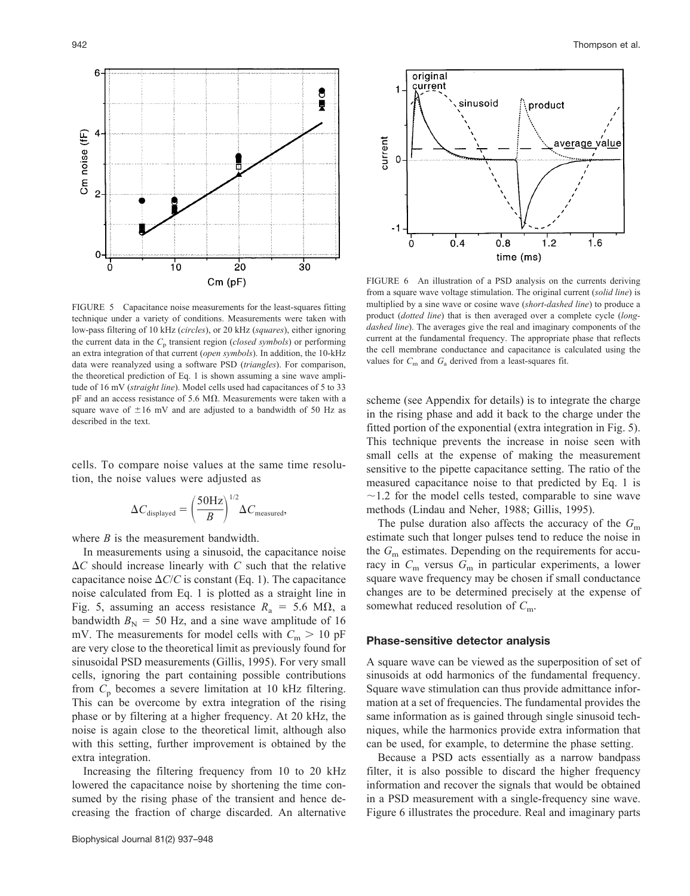FIGURE 5 Capacitance noise measurements for the least-squares fitting technique under a variety of conditions. Measurements were taken with low-pass filtering of 10 kHz (*circles*), or 20 kHz (*squares*), either ignoring the current data in the $C_p$ transient region (*closed symbols*) or performing an extra integration of that current (*open symbols*). In addition, the 10-kHz data were reanalyzed using a software PSD (*triangles*). For comparison, the theoretical prediction of Eq. 1 is shown assuming a sine wave amplitude of 16 mV (*straight line*). Model cells used had capacitances of 5 to 33 pF and an access resistance of 5.6 MΩ. Measurements were taken with a square wave of ±16 mV and are adjusted to a bandwidth of 50 Hz as described in the text.

cells. To compare noise values at the same time resolution, the noise values were adjusted as

$$\Delta C_{\text{displayed}} = \left(\frac{50\text{Hz}}{B}\right)^{1/2} \Delta C_{\text{measured}},$$

where $B$ is the measurement bandwidth.

In measurements using a sinusoid, the capacitance noise $\Delta C$ should increase linearly with $C$ such that the relative capacitance noise $\Delta C/C$ is constant (Eq. 1). The capacitance noise calculated from Eq. 1 is plotted as a straight line in Fig. 5, assuming an access resistance $R_a = 5.6$ MΩ, a bandwidth $B_N = 50$ Hz, and a sine wave amplitude of 16 mV. The measurements for model cells with $C_m > 10$ pF are very close to the theoretical limit as previously found for sinusoidal PSD measurements (Gillis, 1995). For very small cells, ignoring the part containing possible contributions from $C_p$ becomes a severe limitation at 10 kHz filtering. This can be overcome by extra integration of the rising phase or by filtering at a higher frequency. At 20 kHz, the noise is again close to the theoretical limit, although also with this setting, further improvement is obtained by the extra integration.

Increasing the filtering frequency from 10 to 20 kHz lowered the capacitance noise by shortening the time consumed by the rising phase of the transient and hence decreasing the fraction of charge discarded. An alternative scheme (see Appendix for details) is to integrate the charge in the rising phase and add it back to the charge under the fitted portion of the exponential (extra integration in Fig. 5). This technique prevents the increase in noise seen with small cells at the expense of making the measurement sensitive to the pipette capacitance setting. The ratio of the measured capacitance noise to that predicted by Eq. 1 is ~1.2 for the model cells tested, comparable to sine wave methods (Lindau and Neher, 1988; Gillis, 1995).

The pulse duration also affects the accuracy of the $G_m$ estimate such that longer pulses tend to reduce the noise in the $G_m$ estimates. Depending on the requirements for accuracy in $C_m$ versus $G_m$ in particular experiments, a lower square wave frequency may be chosen if small conductance changes are to be determined precisely at the expense of somewhat reduced resolution of $C_m$.

FIGURE 6 An illustration of a PSD analysis on the currents deriving from a square wave voltage stimulation. The original current (*solid line*) is multiplied by a sine wave or cosine wave (*short-dashed line*) to produce a product (*dotted line*) that is then averaged over a complete cycle (*long-dashed line*). The averages give the real and imaginary components of the current at the fundamental frequency. The appropriate phase that reflects the cell membrane conductance and capacitance is calculated using the values for $C_m$ and $G_a$ derived from a least-squares fit.

### Phase-sensitive detector analysis

A square wave can be viewed as the superposition of set of sinusoids at odd harmonics of the fundamental frequency. Square wave stimulation can thus provide admittance information at a set of frequencies. The fundamental provides the same information as is gained through single sinusoid techniques, while the harmonics provide extra information that can be used, for example, to determine the phase setting.

Because a PSD acts essentially as a narrow bandpass filter, it is also possible to discard the higher frequency information and recover the signals that would be obtained in a PSD measurement with a single-frequency sine wave. Figure 6 illustrates the procedure. Real and imaginary parts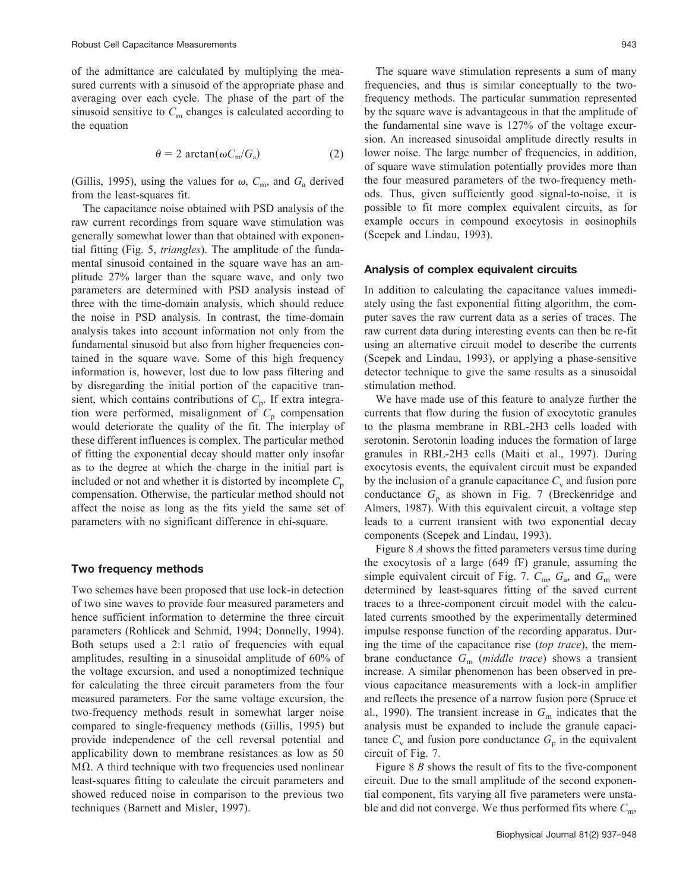of the admittance are calculated by multiplying the measured currents with a sinusoid of the appropriate phase and averaging over each cycle. The phase of the part of the sinusoid sensitive to $C_m$ changes is calculated according to the equation

$$\theta = 2 \arctan(\omega C_m / G_a) \tag{2}$$

(Gillis, 1995), using the values for $\omega$, $C_m$, and $G_a$ derived from the least-squares fit.

The capacitance noise obtained with PSD analysis of the raw current recordings from square wave stimulation was generally somewhat lower than that obtained with exponential fitting (Fig. 5, *triangles*). The amplitude of the fundamental sinusoid contained in the square wave has an amplitude 27% larger than the square wave, and only two parameters are determined with PSD analysis instead of three with the time-domain analysis, which should reduce the noise in PSD analysis. In contrast, the time-domain analysis takes into account information not only from the fundamental sinusoid but also from higher frequencies contained in the square wave. Some of this high frequency information is, however, lost due to low pass filtering and by disregarding the initial portion of the capacitive transient, which contains contributions of $C_p$. If extra integration were performed, misalignment of $C_p$ compensation would deteriorate the quality of the fit. The interplay of these different influences is complex. The particular method of fitting the exponential decay should matter only insofar as to the degree at which the charge in the initial part is included or not and whether it is distorted by incomplete $C_p$ compensation. Otherwise, the particular method should not affect the noise as long as the fits yield the same set of parameters with no significant difference in chi-square.

### Two frequency methods

Two schemes have been proposed that use lock-in detection of two sine waves to provide four measured parameters and hence sufficient information to determine the three circuit parameters (Rohlicek and Schmid, 1994; Donnelly, 1994). Both setups used a 2:1 ratio of frequencies with equal amplitudes, resulting in a sinusoidal amplitude of 60% of the voltage excursion, and used a nonoptimized technique for calculating the three circuit parameters from the four measured parameters. For the same voltage excursion, the two-frequency methods result in somewhat larger noise compared to single-frequency methods (Gillis, 1995) but provide independence of the cell reversal potential and applicability down to membrane resistances as low as 50 MΩ. A third technique with two frequencies used nonlinear least-squares fitting to calculate the circuit parameters and showed reduced noise in comparison to the previous two techniques (Barnett and Misler, 1997).

The square wave stimulation represents a sum of many frequencies, and thus is similar conceptually to the two-frequency methods. The particular summation represented by the square wave is advantageous in that the amplitude of the fundamental sine wave is 127% of the voltage excursion. An increased sinusoidal amplitude directly results in lower noise. The large number of frequencies, in addition, of square wave stimulation potentially provides more than the four measured parameters of the two-frequency methods. Thus, given sufficiently good signal-to-noise, it is possible to fit more complex equivalent circuits, as for example occurs in compound exocytosis in eosinophils (Scepek and Lindau, 1993).

### Analysis of complex equivalent circuits

In addition to calculating the capacitance values immediately using the fast exponential fitting algorithm, the computer saves the raw current data as a series of traces. The raw current data during interesting events can then be re-fit using an alternative circuit model to describe the currents (Scepek and Lindau, 1993), or applying a phase-sensitive detector technique to give the same results as a sinusoidal stimulation method.

We have made use of this feature to analyze further the currents that flow during the fusion of exocytotic granules to the plasma membrane in RBL-2H3 cells loaded with serotonin. Serotonin loading induces the formation of large granules in RBL-2H3 cells (Maiti et al., 1997). During exocytosis events, the equivalent circuit must be expanded by the inclusion of a granule capacitance $C_v$ and fusion pore conductance $G_p$ as shown in Fig. 7 (Breckenridge and Almers, 1987). With this equivalent circuit, a voltage step leads to a current transient with two exponential decay components (Scepek and Lindau, 1993).

Figure 8 *A* shows the fitted parameters versus time during the exocytosis of a large (649 fF) granule, assuming the simple equivalent circuit of Fig. 7. $C_m$, $G_a$, and $G_m$ were determined by least-squares fitting of the saved current traces to a three-component circuit model with the calculated currents smoothed by the experimentally determined impulse response function of the recording apparatus. During the time of the capacitance rise (*top trace*), the membrane conductance $G_m$ (*middle trace*) shows a transient increase. A similar phenomenon has been observed in previous capacitance measurements with a lock-in amplifier and reflects the presence of a narrow fusion pore (Spruce et al., 1990). The transient increase in $G_m$ indicates that the analysis must be expanded to include the granule capacitance $C_v$ and fusion pore conductance $G_p$ in the equivalent circuit of Fig. 7.

Figure 8 *B* shows the result of fits to the five-component circuit. Due to the small amplitude of the second exponential component, fits varying all five parameters were unstable and did not converge. We thus performed fits where $C_m$,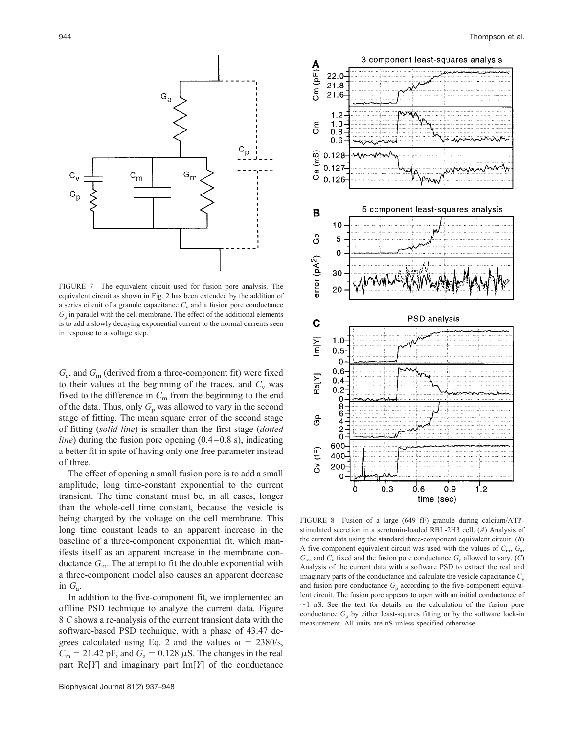FIGURE 7 The equivalent circuit used for fusion pore analysis. The equivalent circuit as shown in Fig. 2 has been extended by the addition of a series circuit of a granule capacitance $C_v$ and a fusion pore conductance $G_p$ in parallel with the cell membrane. The effect of the additional elements is to add a slowly decaying exponential current to the normal currents seen in response to a voltage step.

$G_a$, and $G_m$ (derived from a three-component fit) were fixed to their values at the beginning of the traces, and $C_v$ was fixed to the difference in $C_m$ from the beginning to the end of the data. Thus, only $G_p$ was allowed to vary in the second stage of fitting. The mean square error of the second stage of fitting (*solid line*) is smaller than the first stage (*dotted line*) during the fusion pore opening (0.4–0.8 s), indicating a better fit in spite of having only one free parameter instead of three.

The effect of opening a small fusion pore is to add a small amplitude, long time-constant exponential to the current transient. The time constant must be, in all cases, longer than the whole-cell time constant, because the vesicle is being charged by the voltage on the cell membrane. This long time constant leads to an apparent increase in the baseline of a three-component exponential fit, which manifests itself as an apparent increase in the membrane conductance $G_m$. The attempt to fit the double exponential with a three-component model also causes an apparent decrease in $G_a$.

In addition to the five-component fit, we implemented an offline PSD technique to analyze the current data. Figure 8 *C* shows a re-analysis of the current transient data with the software-based PSD technique, with a phase of 43.47 degrees calculated using Eq. 2 and the values $\omega = 2380/\mathrm{s}$, $C_m = 21.42$ pF, and $G_a = 0.128$ $\mu$S. The changes in the real part Re[$Y$] and imaginary part Im[$Y$] of the conductance

FIGURE 8 Fusion of a large (649 fF) granule during calcium/ATP-stimulated secretion in a serotonin-loaded RBL-2H3 cell. (*A*) Analysis of the current data using the standard three-component equivalent circuit. (*B*) A five-component equivalent circuit was used with the values of $C_m$, $G_a$, $G_m$, and $C_v$ fixed and the fusion pore conductance $G_p$ allowed to vary. (*C*) Analysis of the current data with a software PSD to extract the real and imaginary parts of the conductance and calculate the vesicle capacitance $C_v$ and fusion pore conductance $G_p$ according to the five-component equivalent circuit. The fusion pore appears to open with an initial conductance of ~1 nS. See the text for details on the calculation of the fusion pore conductance $G_p$ by either least-squares fitting or by the software lock-in measurement. All units are nS unless specified otherwise.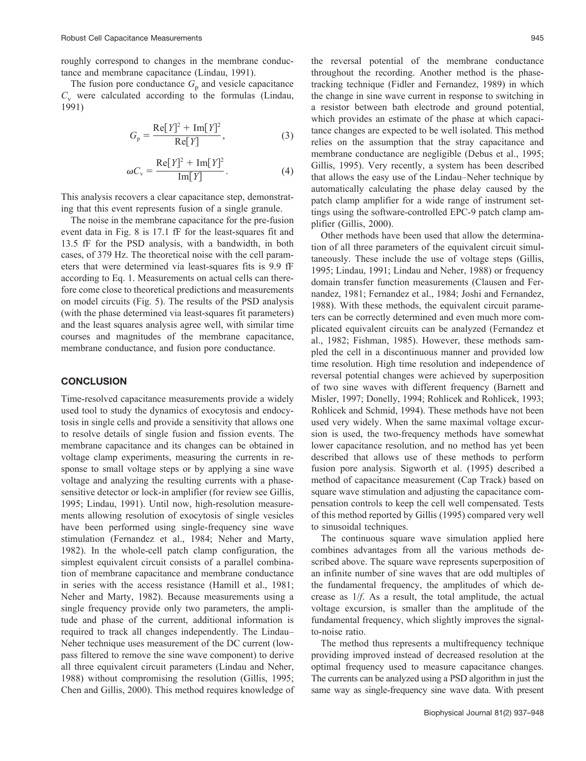roughly correspond to changes in the membrane conductance and membrane capacitance (Lindau, 1991).

The fusion pore conductance $G_p$ and vesicle capacitance $C_v$ were calculated according to the formulas (Lindau, 1991)

$$G_p = \frac{\mathrm{Re}[Y]^2 + \mathrm{Im}[Y]^2}{\mathrm{Re}[Y]}, \tag{3}$$

$$\omega C_v = \frac{\mathrm{Re}[Y]^2 + \mathrm{Im}[Y]^2}{\mathrm{Im}[Y]}. \tag{4}$$

This analysis recovers a clear capacitance step, demonstrating that this event represents fusion of a single granule.

The noise in the membrane capacitance for the pre-fusion event data in Fig. 8 is 17.1 fF for the least-squares fit and 13.5 fF for the PSD analysis, with a bandwidth, in both cases, of 379 Hz. The theoretical noise with the cell parameters that were determined via least-squares fits is 9.9 fF according to Eq. 1. Measurements on actual cells can therefore come close to theoretical predictions and measurements on model circuits (Fig. 5). The results of the PSD analysis (with the phase determined via least-squares fit parameters) and the least squares analysis agree well, with similar time courses and magnitudes of the membrane capacitance, membrane conductance, and fusion pore conductance.

## CONCLUSION

Time-resolved capacitance measurements provide a widely used tool to study the dynamics of exocytosis and endocytosis in single cells and provide a sensitivity that allows one to resolve details of single fusion and fission events. The membrane capacitance and its changes can be obtained in voltage clamp experiments, measuring the currents in response to small voltage steps or by applying a sine wave voltage and analyzing the resulting currents with a phase-sensitive detector or lock-in amplifier (for review see Gillis, 1995; Lindau, 1991). Until now, high-resolution measurements allowing resolution of exocytosis of single vesicles have been performed using single-frequency sine wave stimulation (Fernandez et al., 1984; Neher and Marty, 1982). In the whole-cell patch clamp configuration, the simplest equivalent circuit consists of a parallel combination of membrane capacitance and membrane conductance in series with the access resistance (Hamill et al., 1981; Neher and Marty, 1982). Because measurements using a single frequency provide only two parameters, the amplitude and phase of the current, additional information is required to track all changes independently. The Lindau–Neher technique uses measurement of the DC current (low-pass filtered to remove the sine wave component) to derive all three equivalent circuit parameters (Lindau and Neher, 1988) without compromising the resolution (Gillis, 1995; Chen and Gillis, 2000). This method requires knowledge of the reversal potential of the membrane conductance throughout the recording. Another method is the phase-tracking technique (Fidler and Fernandez, 1989) in which the change in sine wave current in response to switching in a resistor between bath electrode and ground potential, which provides an estimate of the phase at which capacitance changes are expected to be well isolated. This method relies on the assumption that the stray capacitance and membrane conductance are negligible (Debus et al., 1995; Gillis, 1995). Very recently, a system has been described that allows the easy use of the Lindau–Neher technique by automatically calculating the phase delay caused by the patch clamp amplifier for a wide range of instrument settings using the software-controlled EPC-9 patch clamp amplifier (Gillis, 2000).

Other methods have been used that allow the determination of all three parameters of the equivalent circuit simultaneously. These include the use of voltage steps (Gillis, 1995; Lindau, 1991; Lindau and Neher, 1988) or frequency domain transfer function measurements (Clausen and Fernandez, 1981; Fernandez et al., 1984; Joshi and Fernandez, 1988). With these methods, the equivalent circuit parameters can be correctly determined and even much more complicated equivalent circuits can be analyzed (Fernandez et al., 1982; Fishman, 1985). However, these methods sampled the cell in a discontinuous manner and provided low time resolution. High time resolution and independence of reversal potential changes were achieved by superposition of two sine waves with different frequency (Barnett and Misler, 1997; Donelly, 1994; Rohlicek and Rohlicek, 1993; Rohlicek and Schmid, 1994). These methods have not been used very widely. When the same maximal voltage excursion is used, the two-frequency methods have somewhat lower capacitance resolution, and no method has yet been described that allows use of these methods to perform fusion pore analysis. Sigworth et al. (1995) described a method of capacitance measurement (Cap Track) based on square wave stimulation and adjusting the capacitance compensation controls to keep the cell well compensated. Tests of this method reported by Gillis (1995) compared very well to sinusoidal techniques.

The continuous square wave simulation applied here combines advantages from all the various methods described above. The square wave represents superposition of an infinite number of sine waves that are odd multiples of the fundamental frequency, the amplitudes of which decrease as $1/f$. As a result, the total amplitude, the actual voltage excursion, is smaller than the amplitude of the fundamental frequency, which slightly improves the signal-to-noise ratio.

The method thus represents a multifrequency technique providing improved instead of decreased resolution at the optimal frequency used to measure capacitance changes. The currents can be analyzed using a PSD algorithm in just the same way as single-frequency sine wave data. With present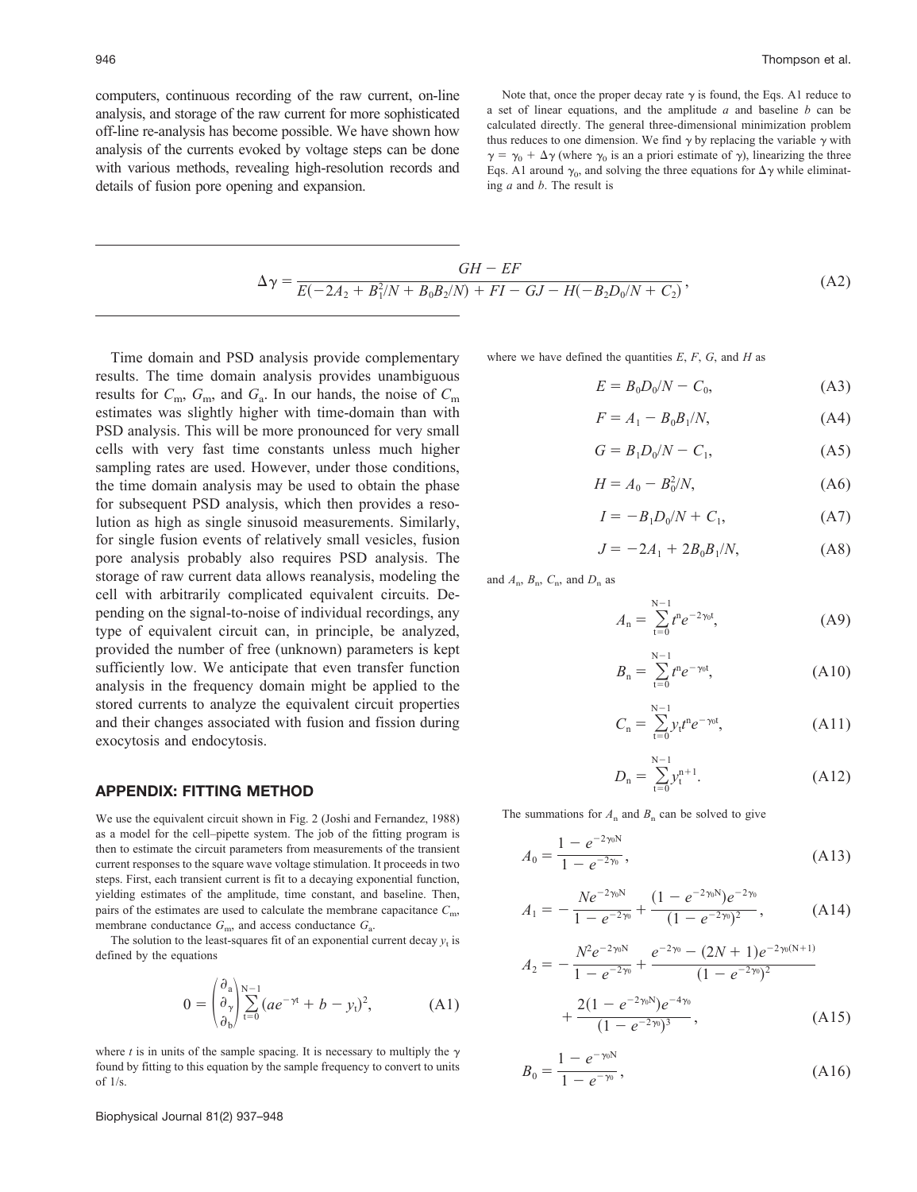computers, continuous recording of the raw current, on-line analysis, and storage of the raw current for more sophisticated off-line re-analysis has become possible. We have shown how analysis of the currents evoked by voltage steps can be done with various methods, revealing high-resolution records and details of fusion pore opening and expansion.

Time domain and PSD analysis provide complementary results. The time domain analysis provides unambiguous results for $C_m$, $G_m$, and $G_a$. In our hands, the noise of $C_m$ estimates was slightly higher with time-domain than with PSD analysis. This will be more pronounced for very small cells with very fast time constants unless much higher sampling rates are used. However, under those conditions, the time domain analysis may be used to obtain the phase for subsequent PSD analysis, which then provides a resolution as high as single sinusoid measurements. Similarly, for single fusion events of relatively small vesicles, fusion pore analysis probably also requires PSD analysis. The storage of raw current data allows reanalysis, modeling the cell with arbitrarily complicated equivalent circuits. Depending on the signal-to-noise of individual recordings, any type of equivalent circuit can, in principle, be analyzed, provided the number of free (unknown) parameters is kept sufficiently low. We anticipate that even transfer function analysis in the frequency domain might be applied to the stored currents to analyze the equivalent circuit properties and their changes associated with fusion and fission during exocytosis and endocytosis.

## APPENDIX: FITTING METHOD

We use the equivalent circuit shown in Fig. 2 (Joshi and Fernandez, 1988) as a model for the cell–pipette system. The job of the fitting program is then to estimate the circuit parameters from measurements of the transient current responses to the square wave voltage stimulation. It proceeds in two steps. First, each transient current is fit to a decaying exponential function, yielding estimates of the amplitude, time constant, and baseline. Then, pairs of the estimates are used to calculate the membrane capacitance $C_m$, membrane conductance $G_m$, and access conductance $G_a$.

The solution to the least-squares fit of an exponential current decay $y_t$ is defined by the equations

$$0 = \begin{pmatrix} \partial_a \\ \partial_\gamma \\ \partial_b \end{pmatrix} \sum_{t=0}^{N-1} (ae^{-\gamma t} + b - y_t)^2, \tag{A1}$$

where $t$ is in units of the sample spacing. It is necessary to multiply the $\gamma$ found by fitting to this equation by the sample frequency to convert to units of 1/s.

Note that, once the proper decay rate $\gamma$ is found, the Eqs. A1 reduce to a set of linear equations, and the amplitude $a$ and baseline $b$ can be calculated directly. The general three-dimensional minimization problem thus reduces to one dimension. We find $\gamma$ by replacing the variable $\gamma$ with $\gamma = \gamma_0 + \Delta\gamma$ (where $\gamma_0$ is an a priori estimate of $\gamma$), linearizing the three Eqs. A1 around $\gamma_0$, and solving the three equations for $\Delta\gamma$ while eliminating $a$ and $b$. The result is

$$\Delta\gamma = \frac{GH - EF}{E(-2A_2 + B_1^2/N + B_0B_2/N) + FI - GJ - H(-B_2D_0/N + C_2)}, \tag{A2}$$

where we have defined the quantities $E$, $F$, $G$, and $H$ as

$$E = B_0D_0/N - C_0, \tag{A3}$$

$$F = A_1 - B_0B_1/N, \tag{A4}$$

$$G = B_1D_0/N - C_1, \tag{A5}$$

$$H = A_0 - B_0^2/N, \tag{A6}$$

$$I = -B_1D_0/N + C_1, \tag{A7}$$

$$J = -2A_1 + 2B_0B_1/N, \tag{A8}$$

and $A_n$, $B_n$, $C_n$, and $D_n$ as

$$A_n = \sum_{t=0}^{N-1} t^n e^{-2\gamma_0 t}, \tag{A9}$$

$$B_n = \sum_{t=0}^{N-1} t^n e^{-\gamma_0 t}, \tag{A10}$$

$$C_n = \sum_{t=0}^{N-1} y_t t^n e^{-\gamma_0 t}, \tag{A11}$$

$$D_n = \sum_{t=0}^{N-1} y_t^{n+1}. \tag{A12}$$

The summations for $A_n$ and $B_n$ can be solved to give

$$A_0 = \frac{1 - e^{-2\gamma_0 N}}{1 - e^{-2\gamma_0}}, \tag{A13}$$

$$A_1 = -\frac{Ne^{-2\gamma_0 N}}{1 - e^{-2\gamma_0}} + \frac{(1 - e^{-2\gamma_0 N})e^{-2\gamma_0}}{(1 - e^{-2\gamma_0})^2}, \tag{A14}$$

$$A_2 = -\frac{N^2 e^{-2\gamma_0 N}}{1 - e^{-2\gamma_0}} + \frac{e^{-2\gamma_0} - (2N+1)e^{-2\gamma_0(N+1)}}{(1 - e^{-2\gamma_0})^2} + \frac{2(1 - e^{-2\gamma_0 N})e^{-4\gamma_0}}{(1 - e^{-2\gamma_0})^3}, \tag{A15}$$

$$B_0 = \frac{1 - e^{-\gamma_0 N}}{1 - e^{-\gamma_0}}, \tag{A16}$$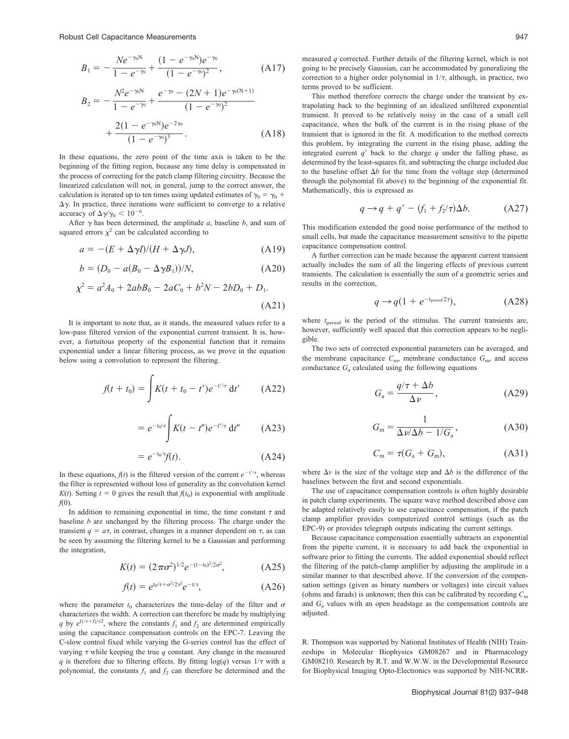$$B_1 = -\frac{Ne^{-\gamma_0 N}}{1 - e^{-\gamma_0}} + \frac{(1 - e^{-\gamma_0 N})e^{-\gamma_0}}{(1 - e^{-\gamma_0})^2}, \tag{A17}$$

$$B_2 = -\frac{N^2 e^{-\gamma_0 N}}{1 - e^{-\gamma_0}} + \frac{e^{-\gamma_0} - (2N+1)e^{-\gamma_0(N+1)}}{(1 - e^{-\gamma_0})^2} + \frac{2(1 - e^{-\gamma_0 N})e^{-2\gamma_0}}{(1 - e^{-\gamma_0})^3}. \tag{A18}$$

In these equations, the zero point of the time axis is taken to be the beginning of the fitting region, because any time delay is compensated in the process of correcting for the patch clamp filtering circuitry. Because the linearized calculation will not, in general, jump to the correct answer, the calculation is iterated up to ten times using updated estimates of $\gamma_0 = \gamma_0 + \Delta\gamma$. In practice, three iterations were sufficient to converge to a relative accuracy of $\Delta\gamma/\gamma_0 < 10^{-6}$.

After $\gamma$ has been determined, the amplitude $a$, baseline $b$, and sum of squared errors $\chi^2$ can be calculated according to

$$a = -(E + \Delta\gamma I)/(H + \Delta\gamma J), \tag{A19}$$

$$b = (D_0 - a(B_0 - \Delta\gamma B_1))/N, \tag{A20}$$

$$\chi^2 = a^2 A_0 + 2abB_0 - 2aC_0 + b^2 N - 2bD_0 + D_1. \tag{A21}$$

It is important to note that, as it stands, the measured values refer to a low-pass filtered version of the exponential current transient. It is, however, a fortuitous property of the exponential function that it remains exponential under a linear filtering process, as we prove in the equation below using a convolution to represent the filtering.

$$f(t + t_0) = \int K(t + t_0 - t')e^{-t'/\tau}\, dt' \tag{A22}$$

$$= e^{-t_0/\tau} \int K(t - t'')e^{-t''/\tau}\, dt'' \tag{A23}$$

$$= e^{-t_0/\tau} f(t). \tag{A24}$$

In these equations, $f(t)$ is the filtered version of the current $e^{-t'/\tau}$, whereas the filter is represented without loss of generality as the convolution kernel $K(t)$. Setting $t = 0$ gives the result that $f(t_0)$ is exponential with amplitude $f(0)$.

In addition to remaining exponential in time, the time constant $\tau$ and baseline $b$ are unchanged by the filtering process. The charge under the transient $q = a\tau$, in contrast, changes in a manner dependent on $\tau$, as can be seen by assuming the filtering kernel to be a Gaussian and performing the integration,

$$K(t) = (2\pi\sigma^2)^{1/2} e^{-(t - t_0)^2/2\sigma^2}, \tag{A25}$$

$$f(t) = e^{t_0/\tau + \sigma^2/2\tau^2} e^{-t/\tau}, \tag{A26}$$

where the parameter $t_0$ characterizes the time-delay of the filter and $\sigma$ characterizes the width. A correction can therefore be made by multiplying $q$ by $e^{f_1/\tau + f_2/\tau^2}$, where the constants $f_1$ and $f_2$ are determined empirically using the capacitance compensation controls on the EPC-7. Leaving the C-slow control fixed while varying the G-series control has the effect of varying $\tau$ while keeping the true $q$ constant. Any change in the measured $q$ is therefore due to filtering effects. By fitting $\log(q)$ versus $1/\tau$ with a polynomial, the constants $f_1$ and $f_2$ can therefore be determined and the measured $q$ corrected. Further details of the filtering kernel, which is not going to be precisely Gaussian, can be accommodated by generalizing the correction to a higher order polynomial in $1/\tau$, although, in practice, two terms proved to be sufficient.

This method therefore corrects the charge under the transient by extrapolating back to the beginning of an idealized unfiltered exponential transient. It proved to be relatively noisy in the case of a small cell capacitance, when the bulk of the current is in the rising phase of the transient that is ignored in the fit. A modification to the method corrects this problem, by integrating the current in the rising phase, adding the integrated current $q'$ back to the charge $q$ under the falling phase, as determined by the least-squares fit, and subtracting the charge included due to the baseline offset $\Delta b$ for the time from the voltage step (determined through the polynomial fit above) to the beginning of the exponential fit. Mathematically, this is expressed as

$$q \rightarrow q + q' - (f_1 + f_2/\tau)\Delta b. \tag{A27}$$

This modification extended the good noise performance of the method to small cells, but made the capacitance measurement sensitive to the pipette capacitance compensation control.

A further correction can be made because the apparent current transient actually includes the sum of all the lingering effects of previous current transients. The calculation is essentially the sum of a geometric series and results in the correction,

$$q \rightarrow q(1 + e^{-t_{\text{period}}/2\tau}), \tag{A28}$$

where $t_{\text{period}}$ is the period of the stimulus. The current transients are, however, sufficiently well spaced that this correction appears to be negligible.

The two sets of corrected exponential parameters can be averaged, and the membrane capacitance $C_m$, membrane conductance $G_m$, and access conductance $G_a$ calculated using the following equations

$$G_a = \frac{q/\tau + \Delta b}{\Delta\nu}, \tag{A29}$$

$$G_m = \frac{1}{\Delta\nu/\Delta b - 1/G_a}, \tag{A30}$$

$$C_m = \tau(G_a + G_m), \tag{A31}$$

where $\Delta\nu$ is the size of the voltage step and $\Delta b$ is the difference of the baselines between the first and second exponentials.

The use of capacitance compensation controls is often highly desirable in patch clamp experiments. The square wave method described above can be adapted relatively easily to use capacitance compensation, if the patch clamp amplifier provides computerized control settings (such as the EPC-9) or provides telegraph outputs indicating the current settings.

Because capacitance compensation essentially subtracts an exponential from the pipette current, it is necessary to add back the exponential in software prior to fitting the currents. The added exponential should reflect the filtering of the patch-clamp amplifier by adjusting the amplitude in a similar manner to that described above. If the conversion of the compensation settings (given as binary numbers or voltages) into circuit values (ohms and farads) is unknown; then this can be calibrated by recording $C_m$ and $G_a$ values with an open headstage as the compensation controls are adjusted.

R. Thompson was supported by National Institutes of Health (NIH) Traineeships in Molecular Biophysics GM08267 and in Pharmacology GM08210. Research by R.T. and W.W.W. in the Developmental Resource for Biophysical Imaging Opto-Electronics was supported by NIH-NCRR-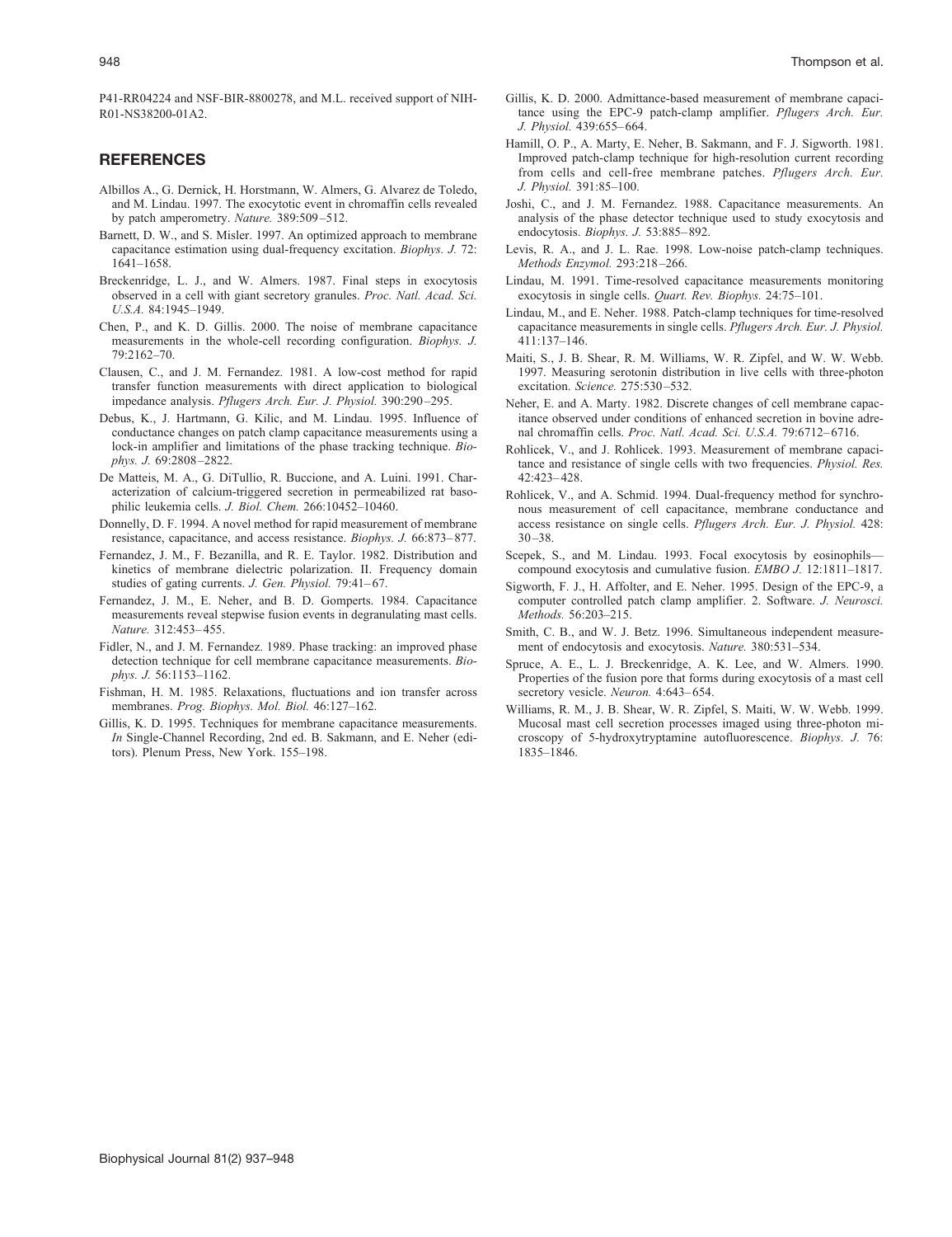P41-RR04224 and NSF-BIR-8800278, and M.L. received support of NIH-R01-NS38200-01A2.

## REFERENCES

Albillos A., G. Dernick, H. Horstmann, W. Almers, G. Alvarez de Toledo, and M. Lindau. 1997. The exocytotic event in chromaffin cells revealed by patch amperometry. *Nature.* 389:509–512.

Barnett, D. W., and S. Misler. 1997. An optimized approach to membrane capacitance estimation using dual-frequency excitation. *Biophys. J.* 72: 1641–1658.

Breckenridge, L. J., and W. Almers. 1987. Final steps in exocytosis observed in a cell with giant secretory granules. *Proc. Natl. Acad. Sci. U.S.A.* 84:1945–1949.

Chen, P., and K. D. Gillis. 2000. The noise of membrane capacitance measurements in the whole-cell recording configuration. *Biophys. J.* 79:2162–70.

Clausen, C., and J. M. Fernandez. 1981. A low-cost method for rapid transfer function measurements with direct application to biological impedance analysis. *Pflugers Arch. Eur. J. Physiol.* 390:290–295.

Debus, K., J. Hartmann, G. Kilic, and M. Lindau. 1995. Influence of conductance changes on patch clamp capacitance measurements using a lock-in amplifier and limitations of the phase tracking technique. *Biophys. J.* 69:2808–2822.

De Matteis, M. A., G. DiTullio, R. Buccione, and A. Luini. 1991. Characterization of calcium-triggered secretion in permeabilized rat basophilic leukemia cells. *J. Biol. Chem.* 266:10452–10460.

Donnelly, D. F. 1994. A novel method for rapid measurement of membrane resistance, capacitance, and access resistance. *Biophys. J.* 66:873–877.

Fernandez, J. M., F. Bezanilla, and R. E. Taylor. 1982. Distribution and kinetics of membrane dielectric polarization. II. Frequency domain studies of gating currents. *J. Gen. Physiol.* 79:41–67.

Fernandez, J. M., E. Neher, and B. D. Gomperts. 1984. Capacitance measurements reveal stepwise fusion events in degranulating mast cells. *Nature.* 312:453–455.

Fidler, N., and J. M. Fernandez. 1989. Phase tracking: an improved phase detection technique for cell membrane capacitance measurements. *Biophys. J.* 56:1153–1162.

Fishman, H. M. 1985. Relaxations, fluctuations and ion transfer across membranes. *Prog. Biophys. Mol. Biol.* 46:127–162.

Gillis, K. D. 1995. Techniques for membrane capacitance measurements. *In* Single-Channel Recording, 2nd ed. B. Sakmann, and E. Neher (editors). Plenum Press, New York. 155–198.

Gillis, K. D. 2000. Admittance-based measurement of membrane capacitance using the EPC-9 patch-clamp amplifier. *Pflugers Arch. Eur. J. Physiol.* 439:655–664.

Hamill, O. P., A. Marty, E. Neher, B. Sakmann, and F. J. Sigworth. 1981. Improved patch-clamp technique for high-resolution current recording from cells and cell-free membrane patches. *Pflugers Arch. Eur. J. Physiol.* 391:85–100.

Joshi, C., and J. M. Fernandez. 1988. Capacitance measurements. An analysis of the phase detector technique used to study exocytosis and endocytosis. *Biophys. J.* 53:885–892.

Levis, R. A., and J. L. Rae. 1998. Low-noise patch-clamp techniques. *Methods Enzymol.* 293:218–266.

Lindau, M. 1991. Time-resolved capacitance measurements monitoring exocytosis in single cells. *Quart. Rev. Biophys.* 24:75–101.

Lindau, M., and E. Neher. 1988. Patch-clamp techniques for time-resolved capacitance measurements in single cells. *Pflugers Arch. Eur. J. Physiol.* 411:137–146.

Maiti, S., J. B. Shear, R. M. Williams, W. R. Zipfel, and W. W. Webb. 1997. Measuring serotonin distribution in live cells with three-photon excitation. *Science.* 275:530–532.

Neher, E. and A. Marty. 1982. Discrete changes of cell membrane capacitance observed under conditions of enhanced secretion in bovine adrenal chromaffin cells. *Proc. Natl. Acad. Sci. U.S.A.* 79:6712–6716.

Rohlicek, V., and J. Rohlicek. 1993. Measurement of membrane capacitance and resistance of single cells with two frequencies. *Physiol. Res.* 42:423–428.

Rohlicek, V., and A. Schmid. 1994. Dual-frequency method for synchronous measurement of cell capacitance, membrane conductance and access resistance on single cells. *Pflugers Arch. Eur. J. Physiol.* 428: 30–38.

Scepek, S., and M. Lindau. 1993. Focal exocytosis by eosinophils—compound exocytosis and cumulative fusion. *EMBO J.* 12:1811–1817.

Sigworth, F. J., H. Affolter, and E. Neher. 1995. Design of the EPC-9, a computer controlled patch clamp amplifier. 2. Software. *J. Neurosci. Methods.* 56:203–215.

Smith, C. B., and W. J. Betz. 1996. Simultaneous independent measurement of endocytosis and exocytosis. *Nature.* 380:531–534.

Spruce, A. E., L. J. Breckenridge, A. K. Lee, and W. Almers. 1990. Properties of the fusion pore that forms during exocytosis of a mast cell secretory vesicle. *Neuron.* 4:643–654.

Williams, R. M., J. B. Shear, W. R. Zipfel, S. Maiti, W. W. Webb. 1999. Mucosal mast cell secretion processes imaged using three-photon microscopy of 5-hydroxytryptamine autofluorescence. *Biophys. J.* 76: 1835–1846.